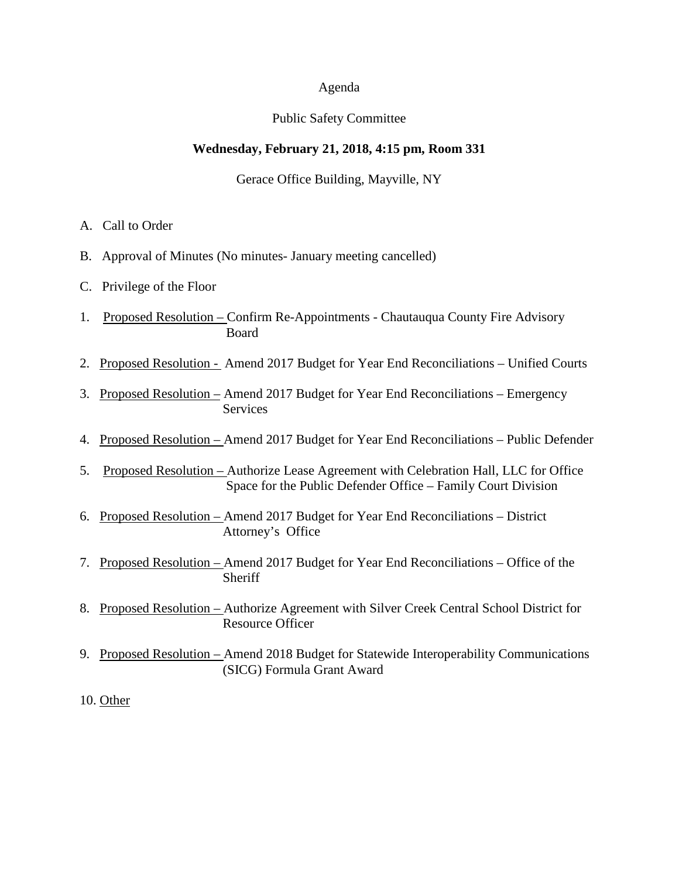# Agenda

## Public Safety Committee

**Wednesday, February 21, 2018, 4:15 pm, Room 331**

Gerace Office Building, Mayville, NY

A. Call to Order

B. Approval of Minutes (No minutes- January meeting cancelled)

C. Privilege of the Floor

1. <u>Proposed Resolution –</u> Confirm Re-Appointments - Chautauqua County Fire Advisory Board

2. <u>Proposed Resolution -</u> Amend 2017 Budget for Year End Reconciliations – Unified Courts

3. <u>Proposed Resolution –</u> Amend 2017 Budget for Year End Reconciliations – Emergency Services

4. <u>Proposed Resolution –</u> Amend 2017 Budget for Year End Reconciliations – Public Defender

5. <u>Proposed Resolution –</u> Authorize Lease Agreement with Celebration Hall, LLC for Office Space for the Public Defender Office – Family Court Division

6. <u>Proposed Resolution –</u> Amend 2017 Budget for Year End Reconciliations – District Attorney's Office

7. <u>Proposed Resolution –</u> Amend 2017 Budget for Year End Reconciliations – Office of the Sheriff

8. <u>Proposed Resolution –</u> Authorize Agreement with Silver Creek Central School District for Resource Officer

9. <u>Proposed Resolution –</u> Amend 2018 Budget for Statewide Interoperability Communications (SICG) Formula Grant Award

10. <u>Other</u>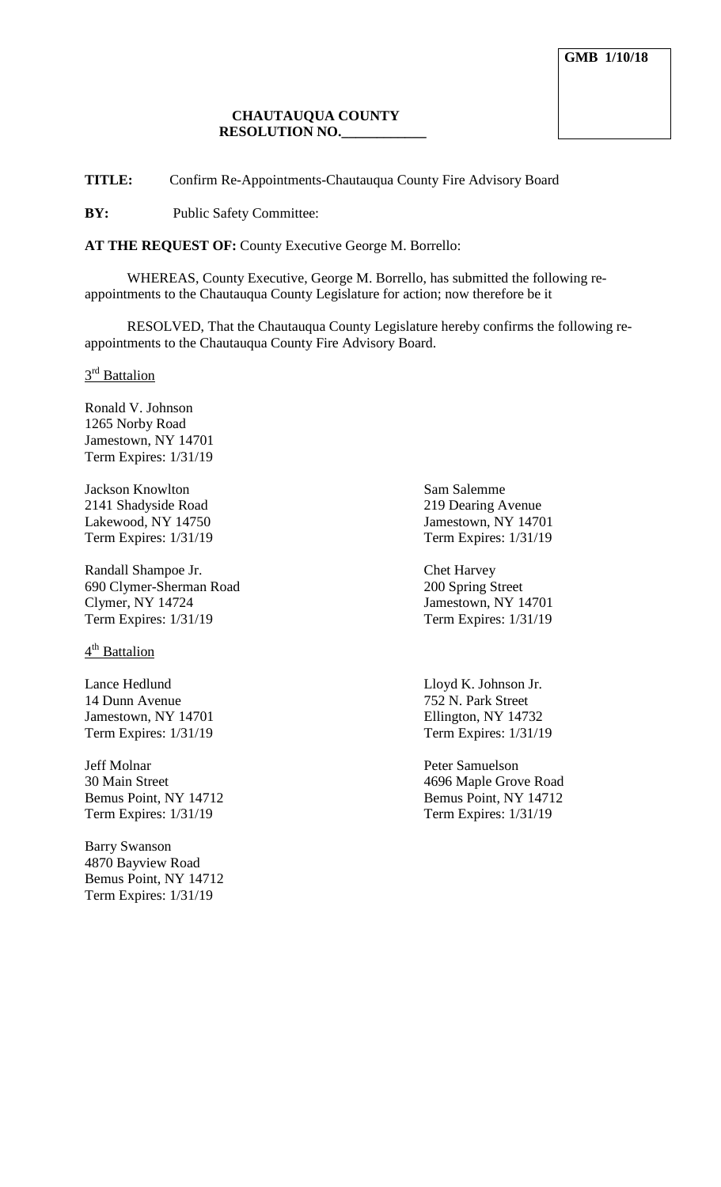GMB 1/10/18

**CHAUTAUQUA COUNTY**
**RESOLUTION NO.____________**

**TITLE:** Confirm Re-Appointments-Chautauqua County Fire Advisory Board

**BY:** Public Safety Committee:

**AT THE REQUEST OF:** County Executive George M. Borrello:

WHEREAS, County Executive, George M. Borrello, has submitted the following re-appointments to the Chautauqua County Legislature for action; now therefore be it

RESOLVED, That the Chautauqua County Legislature hereby confirms the following re-appointments to the Chautauqua County Fire Advisory Board.

3rd Battalion

Ronald V. Johnson
1265 Norby Road
Jamestown, NY 14701
Term Expires: 1/31/19

Jackson Knowlton
2141 Shadyside Road
Lakewood, NY 14750
Term Expires: 1/31/19

Sam Salemme
219 Dearing Avenue
Jamestown, NY 14701
Term Expires: 1/31/19

Randall Shampoe Jr.
690 Clymer-Sherman Road
Clymer, NY 14724
Term Expires: 1/31/19

Chet Harvey
200 Spring Street
Jamestown, NY 14701
Term Expires: 1/31/19

4th Battalion

Lance Hedlund
14 Dunn Avenue
Jamestown, NY 14701
Term Expires: 1/31/19

Lloyd K. Johnson Jr.
752 N. Park Street
Ellington, NY 14732
Term Expires: 1/31/19

Jeff Molnar
30 Main Street
Bemus Point, NY 14712
Term Expires: 1/31/19

Peter Samuelson
4696 Maple Grove Road
Bemus Point, NY 14712
Term Expires: 1/31/19

Barry Swanson
4870 Bayview Road
Bemus Point, NY 14712
Term Expires: 1/31/19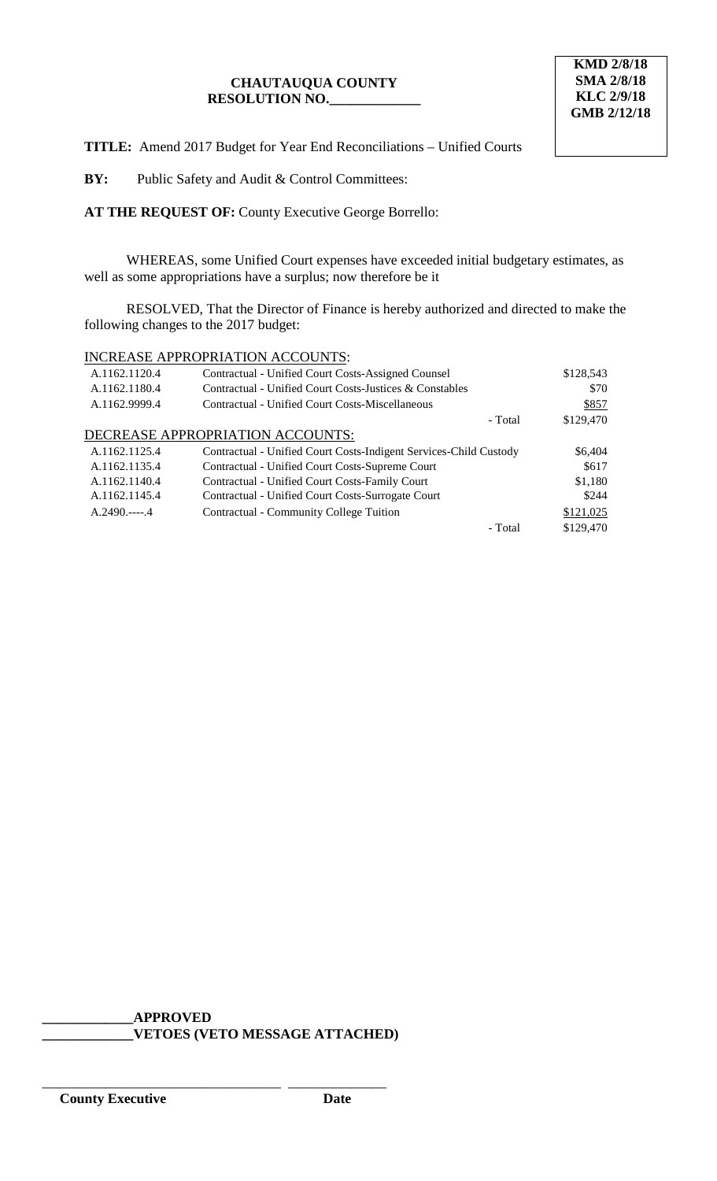**CHAUTAUQUA COUNTY**
**RESOLUTION NO.\_\_\_\_\_\_\_\_\_\_\_\_\_**

**KMD 2/8/18**
**SMA 2/8/18**
**KLC 2/9/18**
**GMB 2/12/18**

**TITLE:** Amend 2017 Budget for Year End Reconciliations – Unified Courts

**BY:** Public Safety and Audit & Control Committees:

**AT THE REQUEST OF:** County Executive George Borrello:

WHEREAS, some Unified Court expenses have exceeded initial budgetary estimates, as well as some appropriations have a surplus; now therefore be it

RESOLVED, That the Director of Finance is hereby authorized and directed to make the following changes to the 2017 budget:

INCREASE APPROPRIATION ACCOUNTS:

| | | |
|---|---|---|
| A.1162.1120.4 | Contractual - Unified Court Costs-Assigned Counsel | $128,543 |
| A.1162.1180.4 | Contractual - Unified Court Costs-Justices & Constables | $70 |
| A.1162.9999.4 | Contractual - Unified Court Costs-Miscellaneous | $857 |
| | - Total | $129,470 |

DECREASE APPROPRIATION ACCOUNTS:

| | | |
|---|---|---|
| A.1162.1125.4 | Contractual - Unified Court Costs-Indigent Services-Child Custody | $6,404 |
| A.1162.1135.4 | Contractual - Unified Court Costs-Supreme Court | $617 |
| A.1162.1140.4 | Contractual - Unified Court Costs-Family Court | $1,180 |
| A.1162.1145.4 | Contractual - Unified Court Costs-Surrogate Court | $244 |
| A.2490.----.4 | Contractual - Community College Tuition | $121,025 |
| | - Total | $129,470 |

**\_\_\_\_\_\_\_\_\_\_\_\_\_APPROVED**
**\_\_\_\_\_\_\_\_\_\_\_\_\_VETOES (VETO MESSAGE ATTACHED)**

\_\_\_\_\_\_\_\_\_\_\_\_\_\_\_\_\_\_\_\_\_\_\_\_\_\_\_\_\_\_\_\_\_\_\_ \_\_\_\_\_\_\_\_\_\_\_\_\_\_\_
**County Executive** **Date**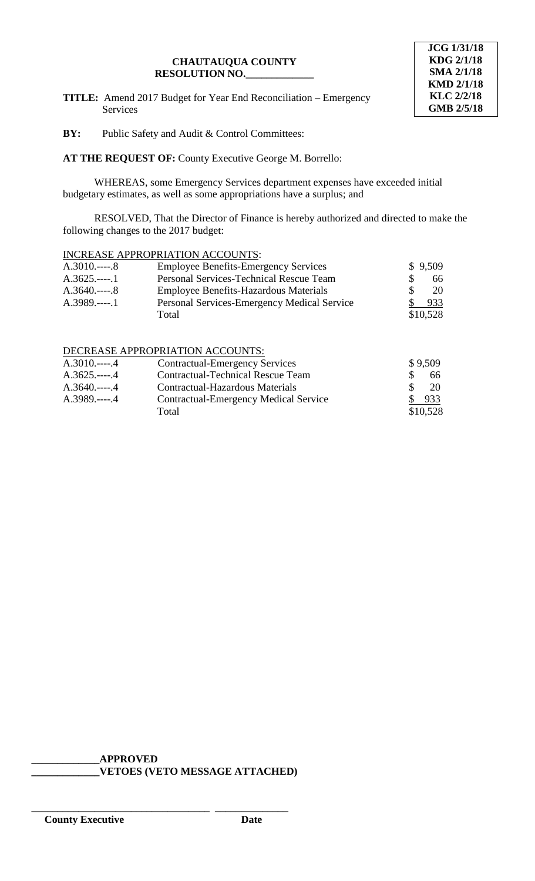**JCG 1/31/18**
**KDG 2/1/18**
**SMA 2/1/18**
**KMD 2/1/18**
**KLC 2/2/18**
**GMB 2/5/18**

**CHAUTAUQUA COUNTY**
**RESOLUTION NO.\_\_\_\_\_\_\_\_\_\_\_\_\_**

**TITLE:** Amend 2017 Budget for Year End Reconciliation – Emergency Services

**BY:** Public Safety and Audit & Control Committees:

**AT THE REQUEST OF:** County Executive George M. Borrello:

WHEREAS, some Emergency Services department expenses have exceeded initial budgetary estimates, as well as some appropriations have a surplus; and

RESOLVED, That the Director of Finance is hereby authorized and directed to make the following changes to the 2017 budget:

INCREASE APPROPRIATION ACCOUNTS:

| | | |
|---|---|---|
| A.3010.----.8 | Employee Benefits-Emergency Services | $ 9,509 |
| A.3625.----.1 | Personal Services-Technical Rescue Team | $ 66 |
| A.3640.----.8 | Employee Benefits-Hazardous Materials | $ 20 |
| A.3989.----.1 | Personal Services-Emergency Medical Service | $ 933 |
| | Total | $10,528 |

DECREASE APPROPRIATION ACCOUNTS:

| | | |
|---|---|---|
| A.3010.----.4 | Contractual-Emergency Services | $ 9,509 |
| A.3625.----.4 | Contractual-Technical Rescue Team | $ 66 |
| A.3640.----.4 | Contractual-Hazardous Materials | $ 20 |
| A.3989.----.4 | Contractual-Emergency Medical Service | $ 933 |
| | Total | $10,528 |

**\_\_\_\_\_\_\_\_\_\_\_\_\_APPROVED**
**\_\_\_\_\_\_\_\_\_\_\_\_\_VETOES (VETO MESSAGE ATTACHED)**

\_\_\_\_\_\_\_\_\_\_\_\_\_\_\_\_\_\_\_\_\_\_\_\_\_\_\_\_\_\_\_\_\_\_ \_\_\_\_\_\_\_\_\_\_\_\_\_\_
**County Executive** **Date**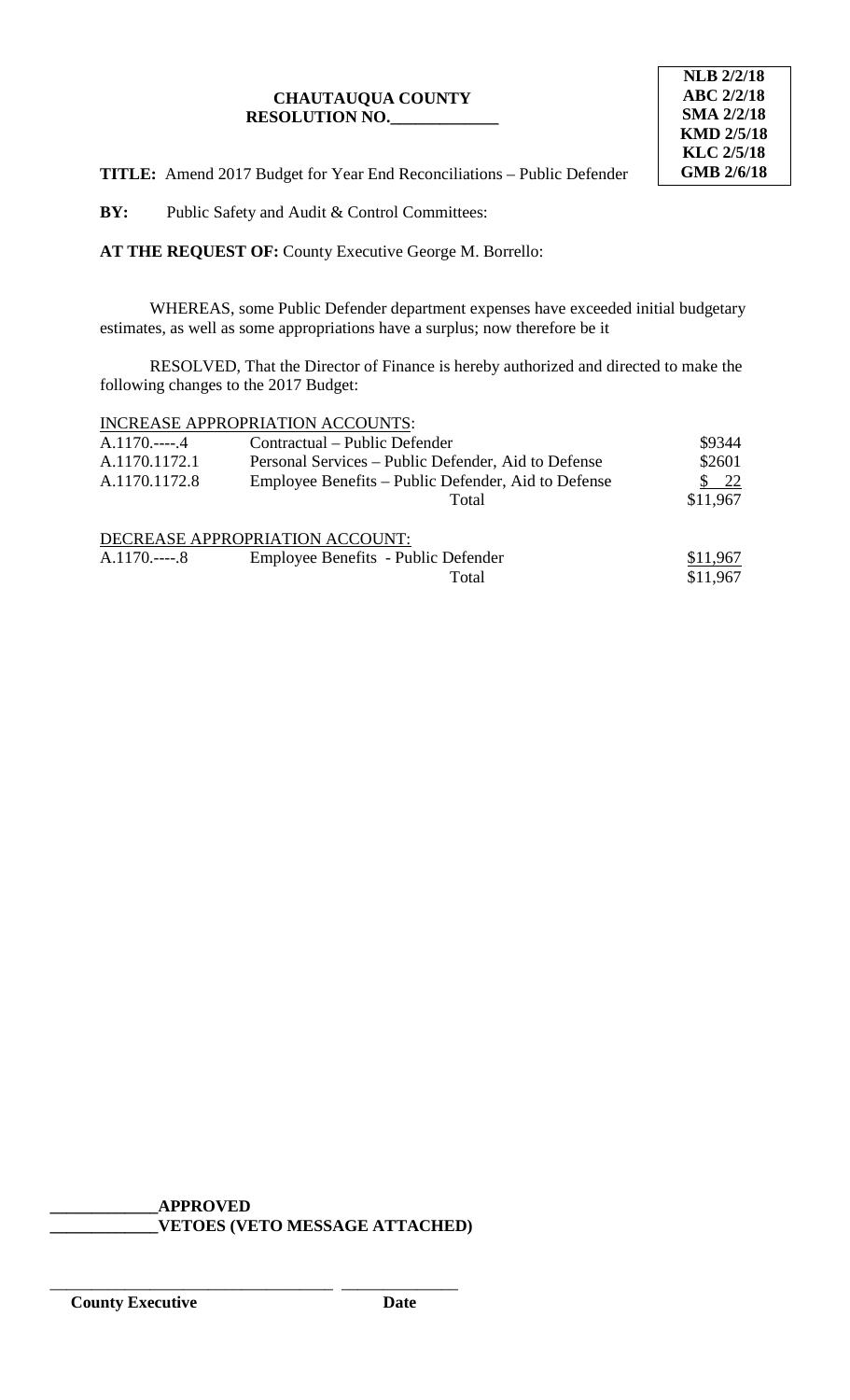**CHAUTAUQUA COUNTY**
**RESOLUTION NO.\_\_\_\_\_\_\_\_\_\_\_\_\_**

**NLB 2/2/18**
**ABC 2/2/18**
**SMA 2/2/18**
**KMD 2/5/18**
**KLC 2/5/18**
**GMB 2/6/18**

**TITLE:** Amend 2017 Budget for Year End Reconciliations – Public Defender

**BY:** Public Safety and Audit & Control Committees:

**AT THE REQUEST OF:** County Executive George M. Borrello:

WHEREAS, some Public Defender department expenses have exceeded initial budgetary estimates, as well as some appropriations have a surplus; now therefore be it

RESOLVED, That the Director of Finance is hereby authorized and directed to make the following changes to the 2017 Budget:

INCREASE APPROPRIATION ACCOUNTS:

| Account | Description | Amount |
|---|---|---|
| A.1170.----.4 | Contractual – Public Defender | $9344 |
| A.1170.1172.1 | Personal Services – Public Defender, Aid to Defense | $2601 |
| A.1170.1172.8 | Employee Benefits – Public Defender, Aid to Defense | $ 22 |
| | Total | $11,967 |

DECREASE APPROPRIATION ACCOUNT:

| Account | Description | Amount |
|---|---|---|
| A.1170.----.8 | Employee Benefits - Public Defender | $11,967 |
| | Total | $11,967 |

**\_\_\_\_\_\_\_\_\_\_\_\_\_APPROVED**
**\_\_\_\_\_\_\_\_\_\_\_\_\_VETOES (VETO MESSAGE ATTACHED)**

\_\_\_\_\_\_\_\_\_\_\_\_\_\_\_\_\_\_\_\_\_\_\_\_\_\_\_\_\_\_\_\_\_\_ \_\_\_\_\_\_\_\_\_\_\_\_\_\_

**County Executive** **Date**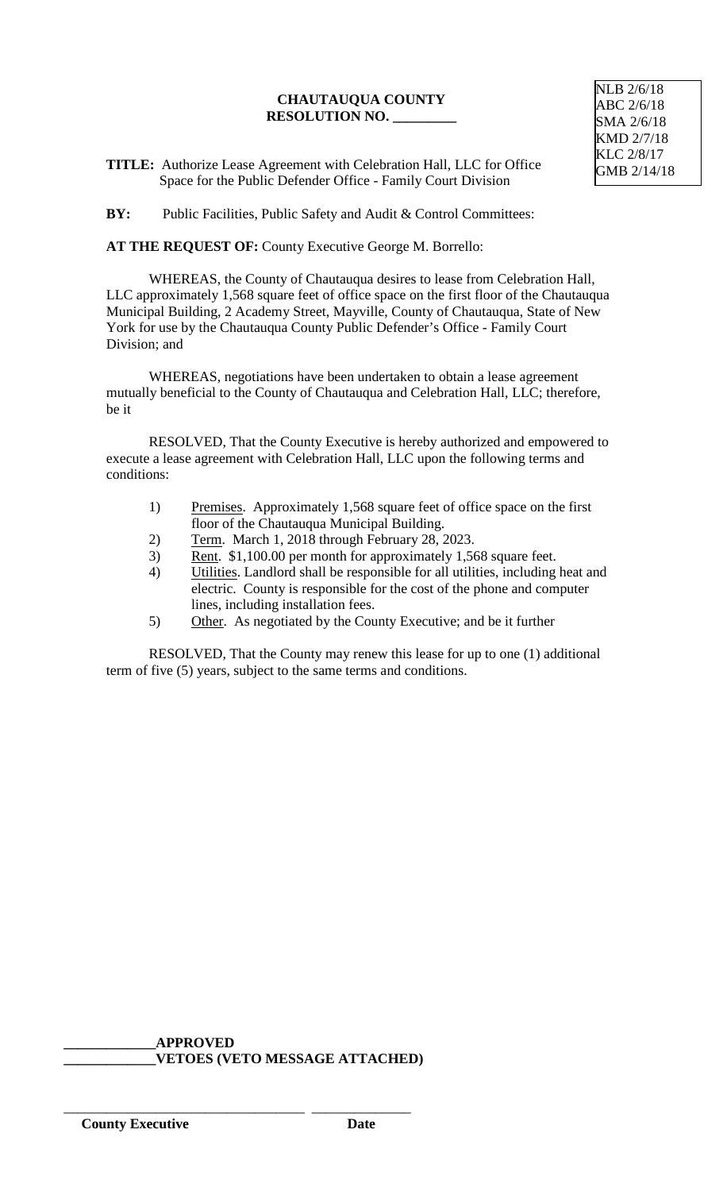NLB 2/6/18
ABC 2/6/18
SMA 2/6/18
KMD 2/7/18
KLC 2/8/17
GMB 2/14/18

**CHAUTAUQUA COUNTY**
**RESOLUTION NO. _________**

**TITLE:** Authorize Lease Agreement with Celebration Hall, LLC for Office Space for the Public Defender Office - Family Court Division

**BY:** Public Facilities, Public Safety and Audit & Control Committees:

**AT THE REQUEST OF:** County Executive George M. Borrello:

WHEREAS, the County of Chautauqua desires to lease from Celebration Hall, LLC approximately 1,568 square feet of office space on the first floor of the Chautauqua Municipal Building, 2 Academy Street, Mayville, County of Chautauqua, State of New York for use by the Chautauqua County Public Defender's Office - Family Court Division; and

WHEREAS, negotiations have been undertaken to obtain a lease agreement mutually beneficial to the County of Chautauqua and Celebration Hall, LLC; therefore, be it

RESOLVED, That the County Executive is hereby authorized and empowered to execute a lease agreement with Celebration Hall, LLC upon the following terms and conditions:

1) Premises. Approximately 1,568 square feet of office space on the first floor of the Chautauqua Municipal Building.
2) Term. March 1, 2018 through February 28, 2023.
3) Rent. $1,100.00 per month for approximately 1,568 square feet.
4) Utilities. Landlord shall be responsible for all utilities, including heat and electric. County is responsible for the cost of the phone and computer lines, including installation fees.
5) Other. As negotiated by the County Executive; and be it further

RESOLVED, That the County may renew this lease for up to one (1) additional term of five (5) years, subject to the same terms and conditions.

_____________**APPROVED**
_____________**VETOES (VETO MESSAGE ATTACHED)**

___________________________________ _______________
**County Executive** **Date**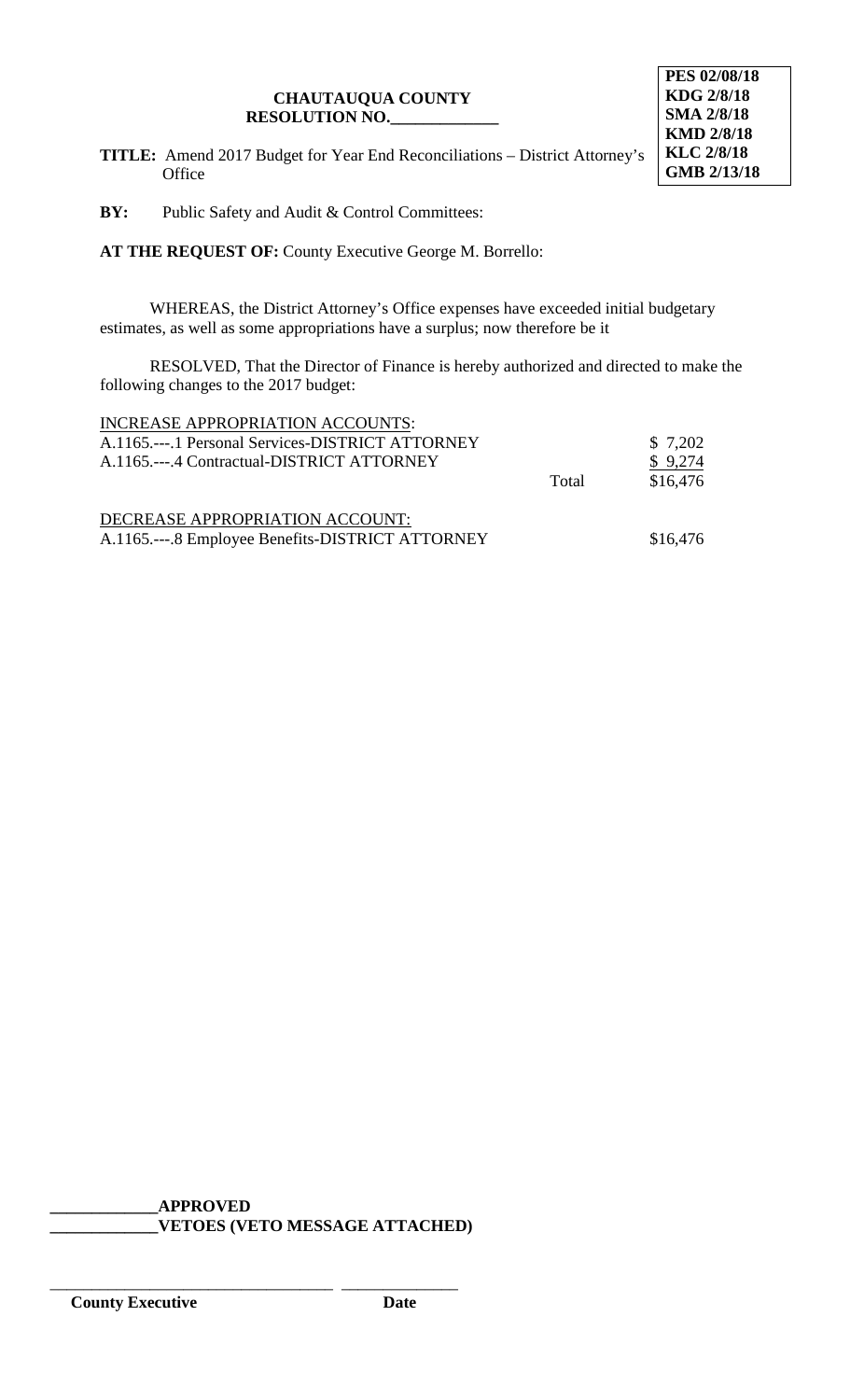**CHAUTAUQUA COUNTY**
**RESOLUTION NO.\_\_\_\_\_\_\_\_\_\_\_\_\_**

**PES 02/08/18**
**KDG 2/8/18**
**SMA 2/8/18**
**KMD 2/8/18**
**KLC 2/8/18**
**GMB 2/13/18**

**TITLE:** Amend 2017 Budget for Year End Reconciliations – District Attorney's Office

**BY:** Public Safety and Audit & Control Committees:

**AT THE REQUEST OF:** County Executive George M. Borrello:

WHEREAS, the District Attorney's Office expenses have exceeded initial budgetary estimates, as well as some appropriations have a surplus; now therefore be it

RESOLVED, That the Director of Finance is hereby authorized and directed to make the following changes to the 2017 budget:

| INCREASE APPROPRIATION ACCOUNTS: | | |
|---|---|---|
| A.1165.---.1 Personal Services-DISTRICT ATTORNEY | | $ 7,202 |
| A.1165.---.4 Contractual-DISTRICT ATTORNEY | | $ 9,274 |
| | Total | $16,476 |

| DECREASE APPROPRIATION ACCOUNT: | |
|---|---|
| A.1165.---.8 Employee Benefits-DISTRICT ATTORNEY | $16,476 |

\_\_\_\_\_\_\_\_\_\_\_\_\_**APPROVED**
\_\_\_\_\_\_\_\_\_\_\_\_\_**VETOES (VETO MESSAGE ATTACHED)**

\_\_\_\_\_\_\_\_\_\_\_\_\_\_\_\_\_\_\_\_\_\_\_\_\_\_\_\_\_\_\_\_\_\_ \_\_\_\_\_\_\_\_\_\_\_\_\_\_
**County Executive** **Date**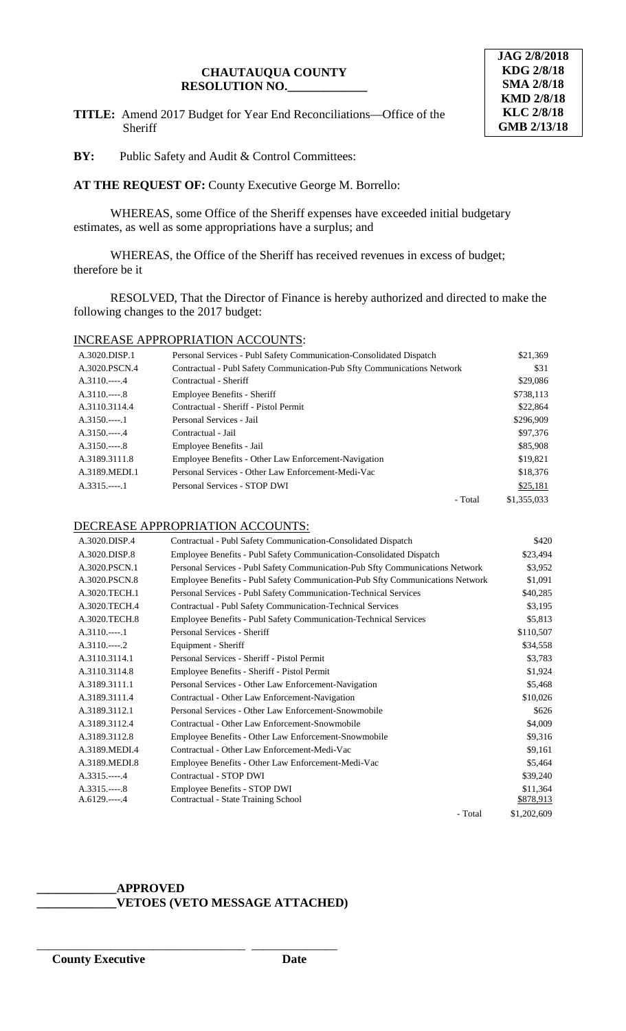# CHAUTAUQUA COUNTY
## RESOLUTION NO.\_\_\_\_\_\_\_\_\_\_\_\_\_

**JAG 2/8/2018**
**KDG 2/8/18**
**SMA 2/8/18**
**KMD 2/8/18**
**KLC 2/8/18**
**GMB 2/13/18**

**TITLE:** Amend 2017 Budget for Year End Reconciliations—Office of the Sheriff

**BY:** Public Safety and Audit & Control Committees:

**AT THE REQUEST OF:** County Executive George M. Borrello:

WHEREAS, some Office of the Sheriff expenses have exceeded initial budgetary estimates, as well as some appropriations have a surplus; and

WHEREAS, the Office of the Sheriff has received revenues in excess of budget; therefore be it

RESOLVED, That the Director of Finance is hereby authorized and directed to make the following changes to the 2017 budget:

INCREASE APPROPRIATION ACCOUNTS:

| | | |
|---|---|---|
| A.3020.DISP.1 | Personal Services - Publ Safety Communication-Consolidated Dispatch | $21,369 |
| A.3020.PSCN.4 | Contractual - Publ Safety Communication-Pub Sfty Communications Network | $31 |
| A.3110.----.4 | Contractual - Sheriff | $29,086 |
| A.3110.----.8 | Employee Benefits - Sheriff | $738,113 |
| A.3110.3114.4 | Contractual - Sheriff - Pistol Permit | $22,864 |
| A.3150.----.1 | Personal Services - Jail | $296,909 |
| A.3150.----.4 | Contractual - Jail | $97,376 |
| A.3150.----.8 | Employee Benefits - Jail | $85,908 |
| A.3189.3111.8 | Employee Benefits - Other Law Enforcement-Navigation | $19,821 |
| A.3189.MEDI.1 | Personal Services - Other Law Enforcement-Medi-Vac | $18,376 |
| A.3315.----.1 | Personal Services - STOP DWI | $25,181 |
| | - Total | $1,355,033 |

DECREASE APPROPRIATION ACCOUNTS:

| | | |
|---|---|---|
| A.3020.DISP.4 | Contractual - Publ Safety Communication-Consolidated Dispatch | $420 |
| A.3020.DISP.8 | Employee Benefits - Publ Safety Communication-Consolidated Dispatch | $23,494 |
| A.3020.PSCN.1 | Personal Services - Publ Safety Communication-Pub Sfty Communications Network | $3,952 |
| A.3020.PSCN.8 | Employee Benefits - Publ Safety Communication-Pub Sfty Communications Network | $1,091 |
| A.3020.TECH.1 | Personal Services - Publ Safety Communication-Technical Services | $40,285 |
| A.3020.TECH.4 | Contractual - Publ Safety Communication-Technical Services | $3,195 |
| A.3020.TECH.8 | Employee Benefits - Publ Safety Communication-Technical Services | $5,813 |
| A.3110.----.1 | Personal Services - Sheriff | $110,507 |
| A.3110.----.2 | Equipment - Sheriff | $34,558 |
| A.3110.3114.1 | Personal Services - Sheriff - Pistol Permit | $3,783 |
| A.3110.3114.8 | Employee Benefits - Sheriff - Pistol Permit | $1,924 |
| A.3189.3111.1 | Personal Services - Other Law Enforcement-Navigation | $5,468 |
| A.3189.3111.4 | Contractual - Other Law Enforcement-Navigation | $10,026 |
| A.3189.3112.1 | Personal Services - Other Law Enforcement-Snowmobile | $626 |
| A.3189.3112.4 | Contractual - Other Law Enforcement-Snowmobile | $4,009 |
| A.3189.3112.8 | Employee Benefits - Other Law Enforcement-Snowmobile | $9,316 |
| A.3189.MEDI.4 | Contractual - Other Law Enforcement-Medi-Vac | $9,161 |
| A.3189.MEDI.8 | Employee Benefits - Other Law Enforcement-Medi-Vac | $5,464 |
| A.3315.----.4 | Contractual - STOP DWI | $39,240 |
| A.3315.----.8 | Employee Benefits - STOP DWI | $11,364 |
| A.6129.----.4 | Contractual - State Training School | $878,913 |
| | - Total | $1,202,609 |

\_\_\_\_\_\_\_\_\_\_\_\_\_**APPROVED**
\_\_\_\_\_\_\_\_\_\_\_\_\_**VETOES (VETO MESSAGE ATTACHED)**

\_\_\_\_\_\_\_\_\_\_\_\_\_\_\_\_\_\_\_\_\_\_\_\_\_\_\_\_\_\_\_\_\_\_ \_\_\_\_\_\_\_\_\_\_\_\_\_\_
**County Executive** **Date**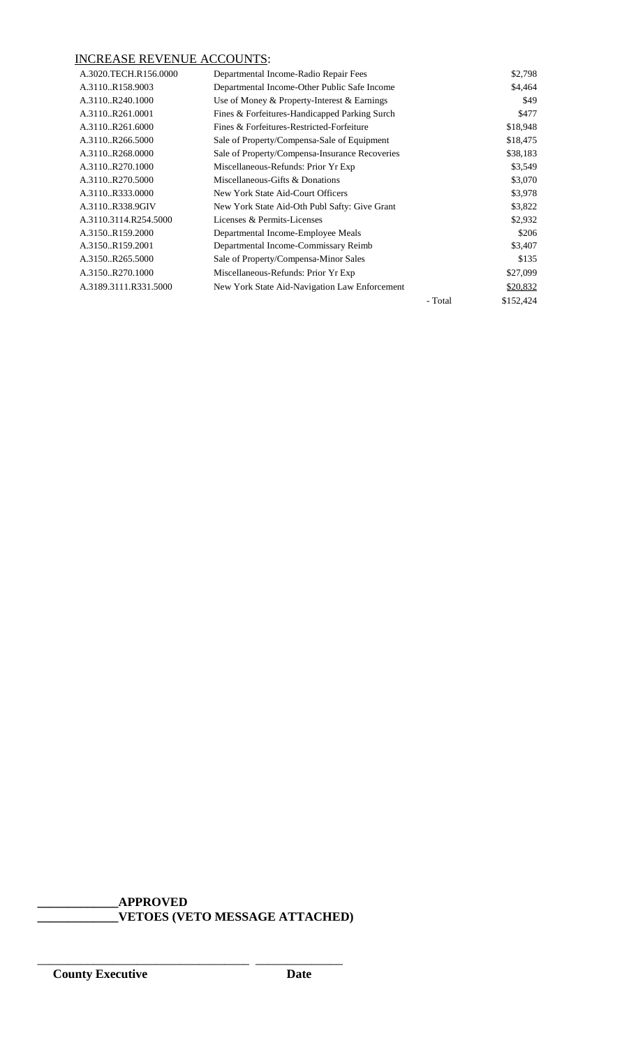INCREASE REVENUE ACCOUNTS:

| | | | |
|---|---|---|---|
| A.3020.TECH.R156.0000 | Departmental Income-Radio Repair Fees | | $2,798 |
| A.3110..R158.9003 | Departmental Income-Other Public Safe Income | | $4,464 |
| A.3110..R240.1000 | Use of Money & Property-Interest & Earnings | | $49 |
| A.3110..R261.0001 | Fines & Forfeitures-Handicapped Parking Surch | | $477 |
| A.3110..R261.6000 | Fines & Forfeitures-Restricted-Forfeiture | | $18,948 |
| A.3110..R266.5000 | Sale of Property/Compensa-Sale of Equipment | | $18,475 |
| A.3110..R268.0000 | Sale of Property/Compensa-Insurance Recoveries | | $38,183 |
| A.3110..R270.1000 | Miscellaneous-Refunds: Prior Yr Exp | | $3,549 |
| A.3110..R270.5000 | Miscellaneous-Gifts & Donations | | $3,070 |
| A.3110..R333.0000 | New York State Aid-Court Officers | | $3,978 |
| A.3110..R338.9GIV | New York State Aid-Oth Publ Safty: Give Grant | | $3,822 |
| A.3110.3114.R254.5000 | Licenses & Permits-Licenses | | $2,932 |
| A.3150..R159.2000 | Departmental Income-Employee Meals | | $206 |
| A.3150..R159.2001 | Departmental Income-Commissary Reimb | | $3,407 |
| A.3150..R265.5000 | Sale of Property/Compensa-Minor Sales | | $135 |
| A.3150..R270.1000 | Miscellaneous-Refunds: Prior Yr Exp | | $27,099 |
| A.3189.3111.R331.5000 | New York State Aid-Navigation Law Enforcement | | $20,832 |
| | | - Total | $152,424 |

**\_\_\_\_\_\_\_\_\_\_\_\_\_APPROVED**

**\_\_\_\_\_\_\_\_\_\_\_\_\_VETOES (VETO MESSAGE ATTACHED)**

\_\_\_\_\_\_\_\_\_\_\_\_\_\_\_\_\_\_\_\_\_\_\_\_\_\_\_\_\_\_\_\_\_\_\_\_ \_\_\_\_\_\_\_\_\_\_\_\_\_\_\_

**County Executive** **Date**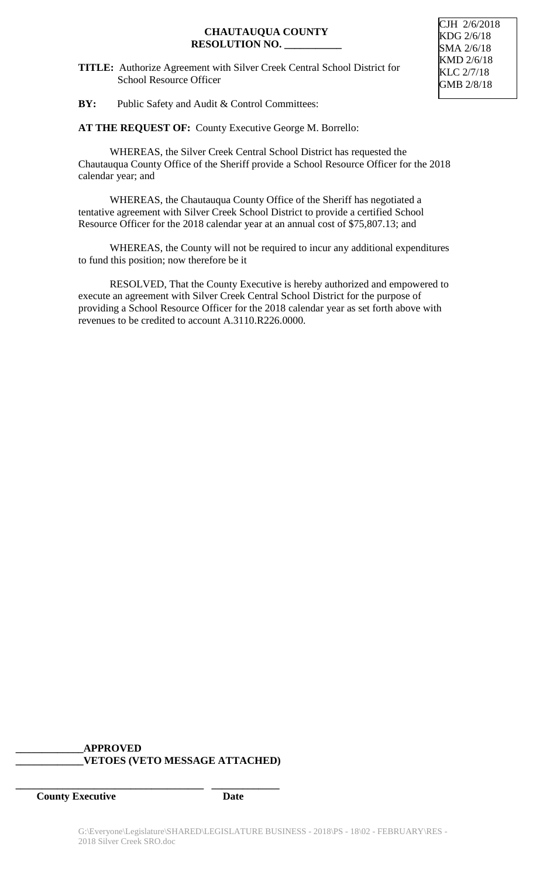CJH 2/6/2018
KDG 2/6/18
SMA 2/6/18
KMD 2/6/18
KLC 2/7/18
GMB 2/8/18

**CHAUTAUQUA COUNTY**
**RESOLUTION NO. \_\_\_\_\_\_\_\_\_\_\_**

**TITLE:** Authorize Agreement with Silver Creek Central School District for School Resource Officer

**BY:** Public Safety and Audit & Control Committees:

**AT THE REQUEST OF:** County Executive George M. Borrello:

WHEREAS, the Silver Creek Central School District has requested the Chautauqua County Office of the Sheriff provide a School Resource Officer for the 2018 calendar year; and

WHEREAS, the Chautauqua County Office of the Sheriff has negotiated a tentative agreement with Silver Creek School District to provide a certified School Resource Officer for the 2018 calendar year at an annual cost of $75,807.13; and

WHEREAS, the County will not be required to incur any additional expenditures to fund this position; now therefore be it

RESOLVED, That the County Executive is hereby authorized and empowered to execute an agreement with Silver Creek Central School District for the purpose of providing a School Resource Officer for the 2018 calendar year as set forth above with revenues to be credited to account A.3110.R226.0000.

**\_\_\_\_\_\_\_\_\_\_\_\_\_APPROVED**
**\_\_\_\_\_\_\_\_\_\_\_\_\_VETOES (VETO MESSAGE ATTACHED)**

\_\_\_\_\_\_\_\_\_\_\_\_\_\_\_\_\_\_\_\_\_\_\_\_\_\_\_\_\_\_\_\_\_\_\_\_ \_\_\_\_\_\_\_\_\_\_\_\_\_
**County Executive** **Date**

G:\Everyone\Legislature\SHARED\LEGISLATURE BUSINESS - 2018\PS - 18\02 - FEBRUARY\RES - 2018 Silver Creek SRO.doc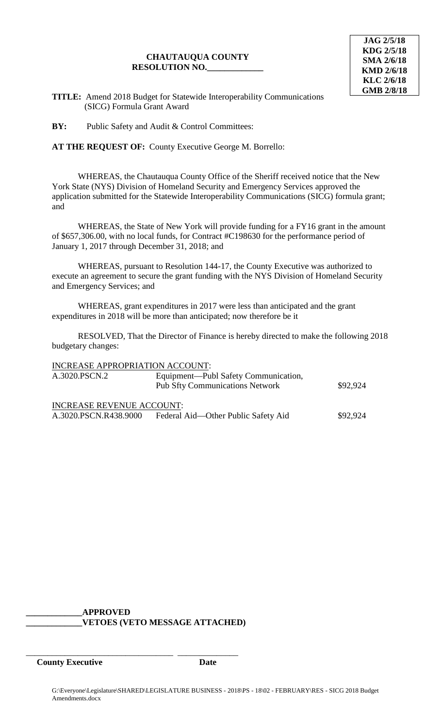JAG 2/5/18
KDG 2/5/18
SMA 2/6/18
KMD 2/6/18
KLC 2/6/18
GMB 2/8/18

**CHAUTAUQUA COUNTY**
**RESOLUTION NO.\_\_\_\_\_\_\_\_\_\_\_\_\_**

**TITLE:** Amend 2018 Budget for Statewide Interoperability Communications (SICG) Formula Grant Award

**BY:** Public Safety and Audit & Control Committees:

**AT THE REQUEST OF:** County Executive George M. Borrello:

WHEREAS, the Chautauqua County Office of the Sheriff received notice that the New York State (NYS) Division of Homeland Security and Emergency Services approved the application submitted for the Statewide Interoperability Communications (SICG) formula grant; and

WHEREAS, the State of New York will provide funding for a FY16 grant in the amount of $657,306.00, with no local funds, for Contract #C198630 for the performance period of January 1, 2017 through December 31, 2018; and

WHEREAS, pursuant to Resolution 144-17, the County Executive was authorized to execute an agreement to secure the grant funding with the NYS Division of Homeland Security and Emergency Services; and

WHEREAS, grant expenditures in 2017 were less than anticipated and the grant expenditures in 2018 will be more than anticipated; now therefore be it

RESOLVED, That the Director of Finance is hereby directed to make the following 2018 budgetary changes:

INCREASE APPROPRIATION ACCOUNT:

| | | |
|---|---|---|
| A.3020.PSCN.2 | Equipment—Publ Safety Communication, Pub Sfty Communications Network | $92,924 |

INCREASE REVENUE ACCOUNT:

| | | |
|---|---|---|
| A.3020.PSCN.R438.9000 | Federal Aid—Other Public Safety Aid | $92,924 |

**\_\_\_\_\_\_\_\_\_\_\_\_\_APPROVED**
**\_\_\_\_\_\_\_\_\_\_\_\_\_VETOES (VETO MESSAGE ATTACHED)**

\_\_\_\_\_\_\_\_\_\_\_\_\_\_\_\_\_\_\_\_\_\_\_\_\_\_\_\_\_\_\_\_\_\_ \_\_\_\_\_\_\_\_\_\_\_\_\_\_

**County Executive** **Date**

G:\Everyone\Legislature\SHARED\LEGISLATURE BUSINESS - 2018\PS - 18\02 - FEBRUARY\RES - SICG 2018 Budget Amendments.docx